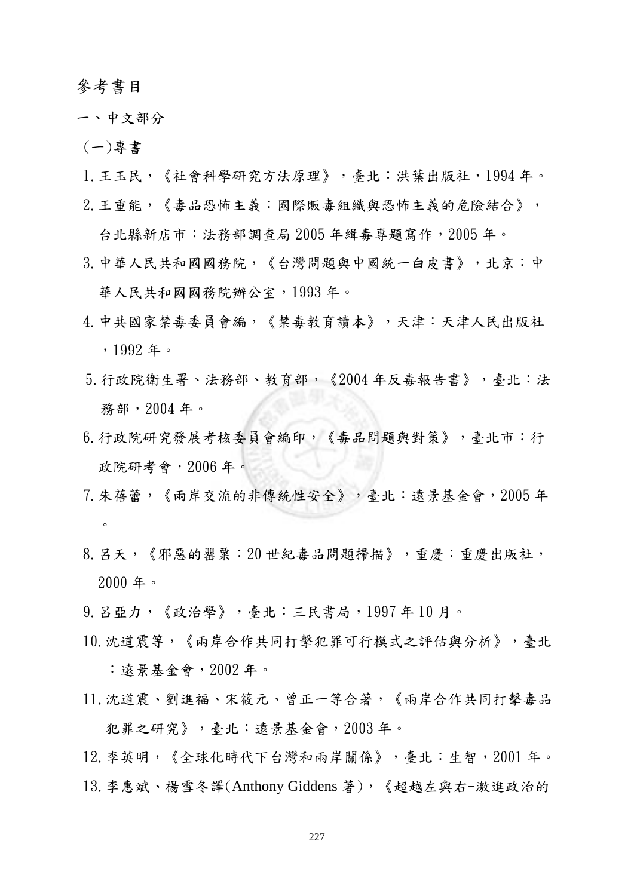# 參考書目

## 一、中文部分

### (一)專書

1. 王玉民，《社會科學研究方法原理》，臺北：洪葉出版社，1994 年。
2. 王重能，《毒品恐怖主義：國際販毒組織與恐怖主義的危險結合》，台北縣新店市：法務部調查局 2005 年緝毒專題寫作，2005 年。
3. 中華人民共和國國務院，《台灣問題與中國統一白皮書》，北京：中華人民共和國國務院辦公室，1993 年。
4. 中共國家禁毒委員會編，《禁毒教育讀本》，天津：天津人民出版社，1992 年。
5. 行政院衛生署、法務部、教育部，《2004 年反毒報告書》，臺北：法務部，2004 年。
6. 行政院研究發展考核委員會編印，《毒品問題與對策》，臺北市：行政院研考會，2006 年。
7. 朱蓓蕾，《兩岸交流的非傳統性安全》，臺北：遠景基金會，2005 年。
8. 呂天，《邪惡的罌粟：20 世紀毒品問題掃描》，重慶：重慶出版社，2000 年。
9. 呂亞力，《政治學》，臺北：三民書局，1997 年 10 月。
10. 沈道震等，《兩岸合作共同打擊犯罪可行模式之評估與分析》，臺北：遠景基金會，2002 年。
11. 沈道震、劉進福、宋筱元、曾正一等合著，《兩岸合作共同打擊毒品犯罪之研究》，臺北：遠景基金會，2003 年。
12. 李英明，《全球化時代下台灣和兩岸關係》，臺北：生智，2001 年。
13. 李惠斌、楊雪冬譯(Anthony Giddens 著)，《超越左與右-激進政治的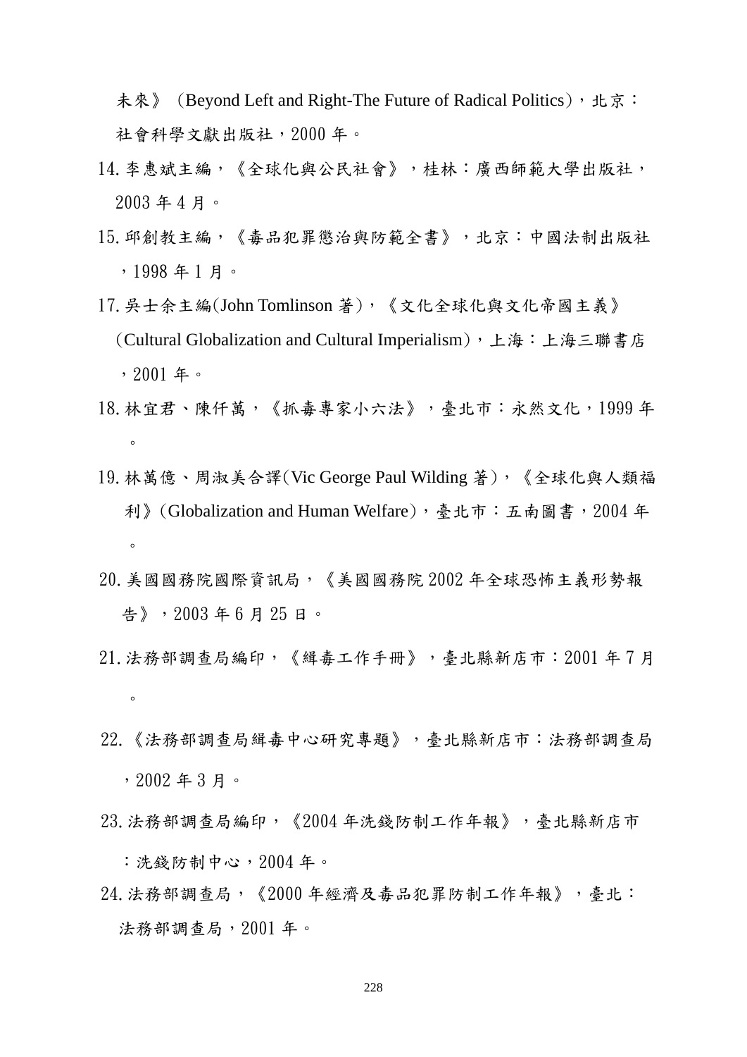未來》（Beyond Left and Right-The Future of Radical Politics），北京：社會科學文獻出版社，2000 年。

14. 李惠斌主編，《全球化與公民社會》，桂林：廣西師範大學出版社，2003 年 4 月。

15. 邱創教主編，《毒品犯罪懲治與防範全書》，北京：中國法制出版社，1998 年 1 月。

17. 吳士余主編(John Tomlinson 著)，《文化全球化與文化帝國主義》（Cultural Globalization and Cultural Imperialism），上海：上海三聯書店，2001 年。

18. 林宜君、陳仟萬，《抓毒專家小六法》，臺北市：永然文化，1999 年。

19. 林萬億、周淑美合譯(Vic George Paul Wilding 著)，《全球化與人類福利》(Globalization and Human Welfare)，臺北市：五南圖書，2004 年。

20. 美國國務院國際資訊局，《美國國務院 2002 年全球恐怖主義形勢報告》，2003 年 6 月 25 日。

21. 法務部調查局編印，《緝毒工作手冊》，臺北縣新店市：2001 年 7 月。

22. 《法務部調查局緝毒中心研究專題》，臺北縣新店市：法務部調查局，2002 年 3 月。

23. 法務部調查局編印，《2004 年洗錢防制工作年報》，臺北縣新店市：洗錢防制中心，2004 年。

24. 法務部調查局，《2000 年經濟及毒品犯罪防制工作年報》，臺北：法務部調查局，2001 年。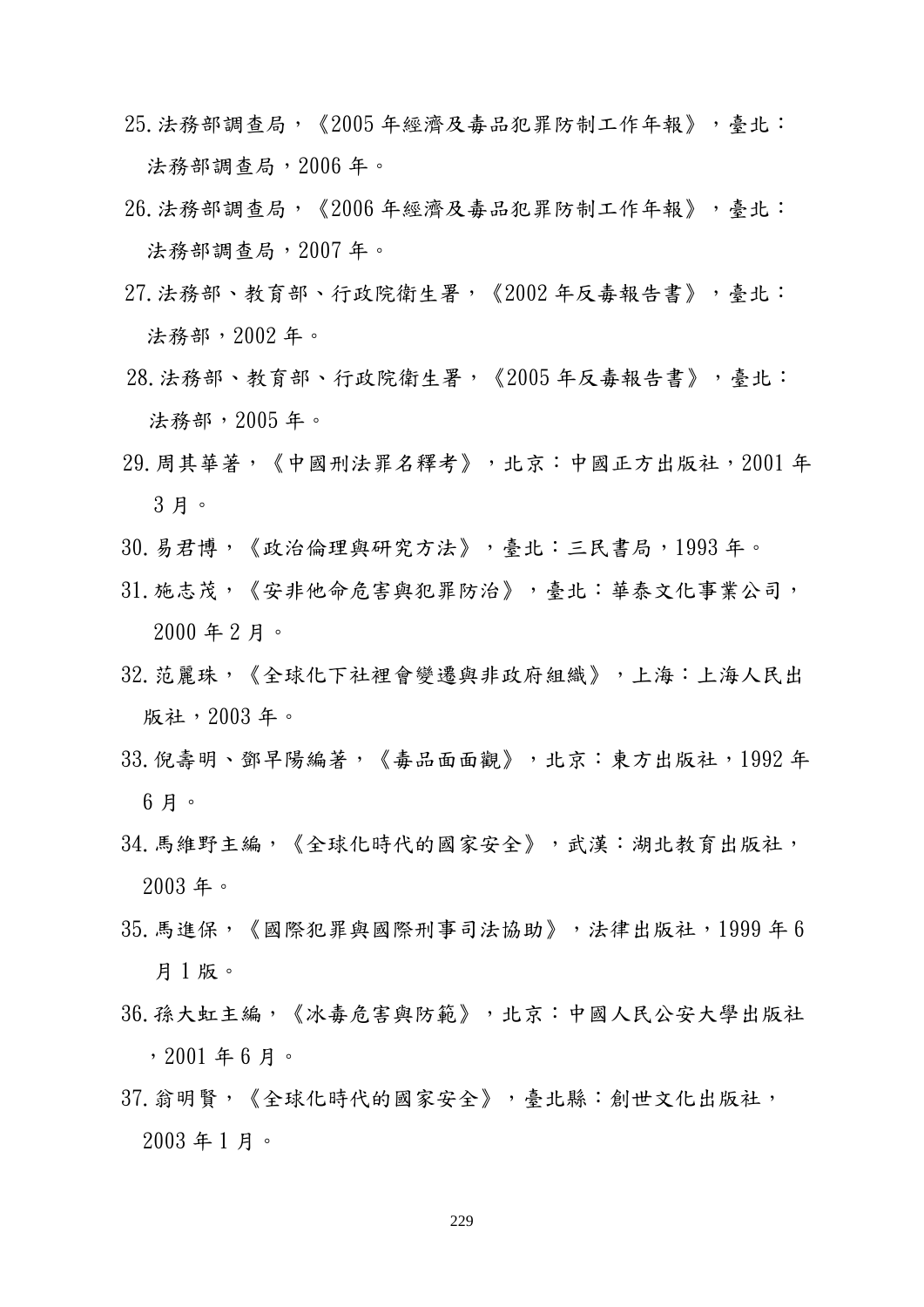25. 法務部調查局，《2005 年經濟及毒品犯罪防制工作年報》，臺北：法務部調查局，2006 年。

26. 法務部調查局，《2006 年經濟及毒品犯罪防制工作年報》，臺北：法務部調查局，2007 年。

27. 法務部、教育部、行政院衛生署，《2002 年反毒報告書》，臺北：法務部，2002 年。

28. 法務部、教育部、行政院衛生署，《2005 年反毒報告書》，臺北：法務部，2005 年。

29. 周其華著，《中國刑法罪名釋考》，北京：中國正方出版社，2001 年 3 月。

30. 易君博，《政治倫理與研究方法》，臺北：三民書局，1993 年。

31. 施志茂，《安非他命危害與犯罪防治》，臺北：華泰文化事業公司，2000 年 2 月。

32. 范麗珠，《全球化下社裡會變遷與非政府組織》，上海：上海人民出版社，2003 年。

33. 倪壽明、鄧早陽編著，《毒品面面觀》，北京：東方出版社，1992 年 6 月。

34. 馬維野主編，《全球化時代的國家安全》，武漢：湖北教育出版社，2003 年。

35. 馬進保，《國際犯罪與國際刑事司法協助》，法律出版社，1999 年 6 月 1 版。

36. 孫大虹主編，《冰毒危害與防範》，北京：中國人民公安大學出版社，2001 年 6 月。

37. 翁明賢，《全球化時代的國家安全》，臺北縣：創世文化出版社，2003 年 1 月。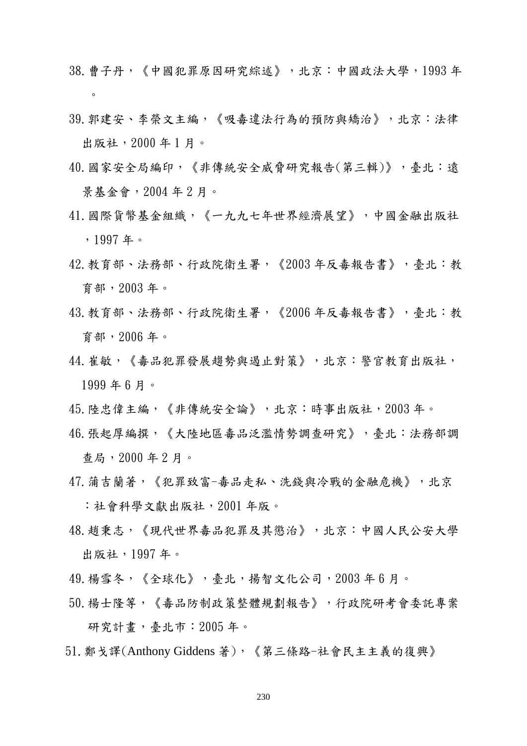38. 曹子丹，《中國犯罪原因研究綜述》，北京：中國政法大學，1993 年。

39. 郭建安、李榮文主編，《吸毒違法行為的預防與矯治》，北京：法律出版社，2000 年 1 月。

40. 國家安全局編印，《非傳統安全威脅研究報告(第三輯)》，臺北：遠景基金會，2004 年 2 月。

41. 國際貨幣基金組織，《一九九七年世界經濟展望》，中國金融出版社，1997 年。

42. 教育部、法務部、行政院衛生署，《2003 年反毒報告書》，臺北：教育部，2003 年。

43. 教育部、法務部、行政院衛生署，《2006 年反毒報告書》，臺北：教育部，2006 年。

44. 崔敏，《毒品犯罪發展趨勢與遏止對策》，北京：警官教育出版社，1999 年 6 月。

45. 陸忠偉主編，《非傳統安全論》，北京：時事出版社，2003 年。

46. 張起厚編撰，《大陸地區毒品泛濫情勢調查研究》，臺北：法務部調查局，2000 年 2 月。

47. 蒲吉蘭著，《犯罪致富-毒品走私、洗錢與冷戰的金融危機》，北京：社會科學文獻出版社，2001 年版。

48. 趙秉志，《現代世界毒品犯罪及其懲治》，北京：中國人民公安大學出版社，1997 年。

49. 楊雪冬，《全球化》，臺北，揚智文化公司，2003 年 6 月。

50. 楊士隆等，《毒品防制政策整體規劃報告》，行政院研考會委託專案研究計畫，臺北市：2005 年。

51. 鄭戈譯(Anthony Giddens 著)，《第三條路-社會民主主義的復興》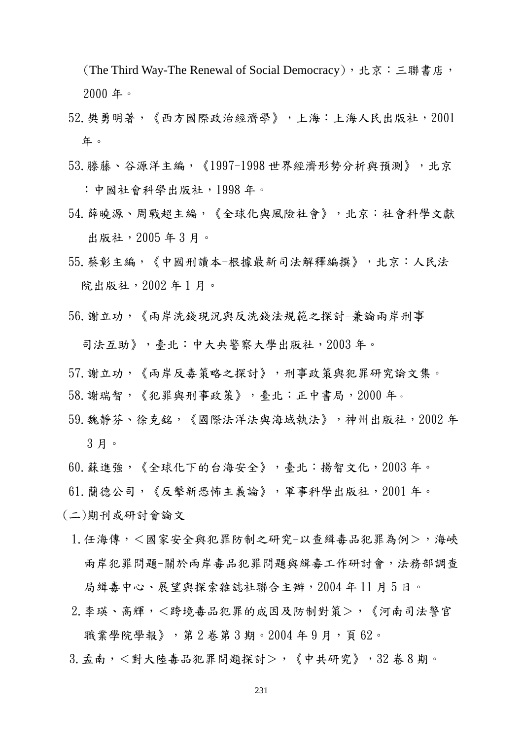（The Third Way-The Renewal of Social Democracy），北京：三聯書店，2000 年。

52. 樊勇明著，《西方國際政治經濟學》，上海：上海人民出版社，2001 年。

53. 滕藤、谷源洋主編，《1997-1998 世界經濟形勢分析與預測》，北京：中國社會科學出版社，1998 年。

54. 薛曉源、周戰超主編，《全球化與風險社會》，北京：社會科學文獻出版社，2005 年 3 月。

55. 蔡彰主編，《中國刑讀本-根據最新司法解釋編撰》，北京：人民法院出版社，2002 年 1 月。

56. 謝立功，《兩岸洗錢現況與反洗錢法規範之探討-兼論兩岸刑事司法互助》，臺北：中大央警察大學出版社，2003 年。

57. 謝立功，《兩岸反毒策略之探討》，刑事政策與犯罪研究論文集。

58. 謝瑞智，《犯罪與刑事政策》，臺北：正中書局，2000 年。

59. 魏靜芬、徐克銘，《國際法洋法與海域執法》，神州出版社，2002 年 3 月。

60. 蘇進強，《全球化下的台海安全》，臺北：揚智文化，2003 年。

61. 蘭德公司，《反擊新恐怖主義論》，軍事科學出版社，2001 年。

(二)期刊或研討會論文

1. 任海傳，＜國家安全與犯罪防制之研究-以查緝毒品犯罪為例＞，海峽兩岸犯罪問題-關於兩岸毒品犯罪問題與緝毒工作研討會，法務部調查局緝毒中心、展望與探索雜誌社聯合主辦，2004 年 11 月 5 日。

2. 李瑛、高輝，＜跨境毒品犯罪的成因及防制對策＞，《河南司法警官職業學院學報》，第 2 卷第 3 期。2004 年 9 月，頁 62。

3. 孟南，＜對大陸毒品犯罪問題探討＞，《中共研究》，32 卷 8 期。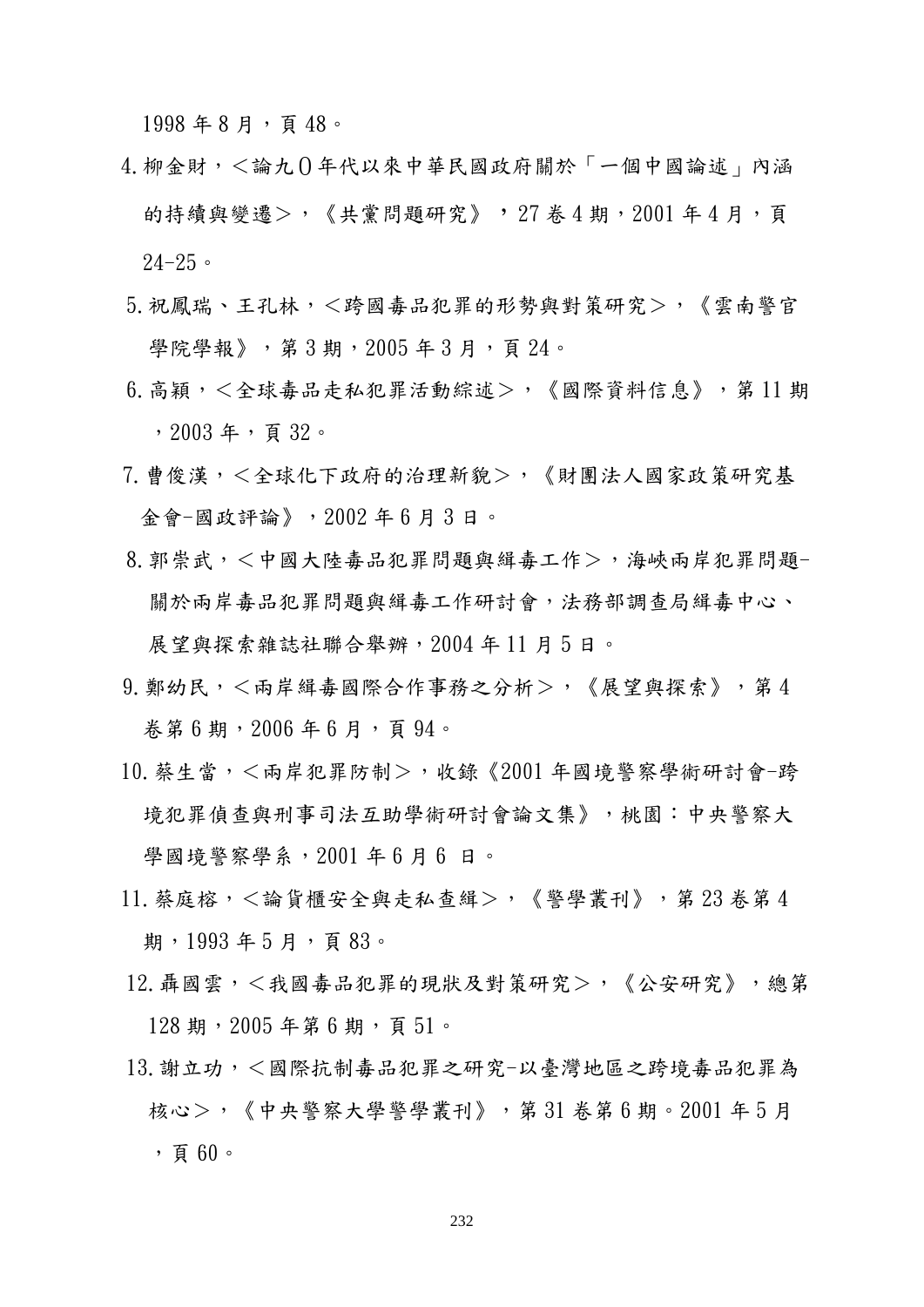1998 年 8 月，頁 48。

4. 柳金財，＜論九０年代以來中華民國政府關於「一個中國論述」內涵的持續與變遷＞，《共黨問題研究》，27 卷 4 期，2001 年 4 月，頁 24-25。
5. 祝鳳瑞、王孔林，＜跨國毒品犯罪的形勢與對策研究＞，《雲南警官學院學報》，第 3 期，2005 年 3 月，頁 24。
6. 高穎，＜全球毒品走私犯罪活動綜述＞，《國際資料信息》，第 11 期，2003 年，頁 32。
7. 曹俊漢，＜全球化下政府的治理新貌＞，《財團法人國家政策研究基金會-國政評論》，2002 年 6 月 3 日。
8. 郭崇武，＜中國大陸毒品犯罪問題與緝毒工作＞，海峽兩岸犯罪問題-關於兩岸毒品犯罪問題與緝毒工作研討會，法務部調查局緝毒中心、展望與探索雜誌社聯合舉辦，2004 年 11 月 5 日。
9. 鄭幼民，＜兩岸緝毒國際合作事務之分析＞，《展望與探索》，第 4 卷第 6 期，2006 年 6 月，頁 94。
10. 蔡生當，＜兩岸犯罪防制＞，收錄《2001 年國境警察學術研討會-跨境犯罪偵查與刑事司法互助學術研討會論文集》，桃園：中央警察大學國境警察學系，2001 年 6 月 6 日。
11. 蔡庭榕，＜論貨櫃安全與走私查緝＞，《警學叢刊》，第 23 卷第 4 期，1993 年 5 月，頁 83。
12. 聶國雲，＜我國毒品犯罪的現狀及對策研究＞，《公安研究》，總第 128 期，2005 年第 6 期，頁 51。
13. 謝立功，＜國際抗制毒品犯罪之研究-以臺灣地區之跨境毒品犯罪為核心＞，《中央警察大學警學叢刊》，第 31 卷第 6 期。2001 年 5 月，頁 60。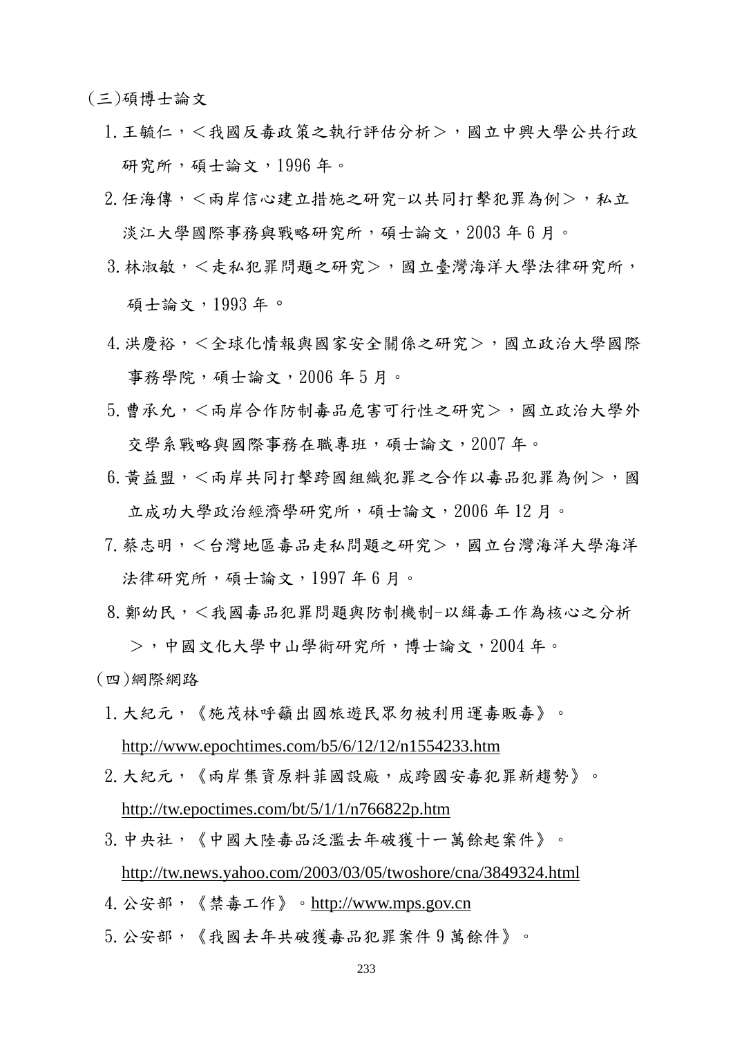(三)碩博士論文

1. 王毓仁，＜我國反毒政策之執行評估分析＞，國立中興大學公共行政研究所，碩士論文，1996 年。
2. 任海傳，＜兩岸信心建立措施之研究-以共同打擊犯罪為例＞，私立淡江大學國際事務與戰略研究所，碩士論文，2003 年 6 月。
3. 林淑敏，＜走私犯罪問題之研究＞，國立臺灣海洋大學法律研究所，碩士論文，1993 年。
4. 洪慶裕，＜全球化情報與國家安全關係之研究＞，國立政治大學國際事務學院，碩士論文，2006 年 5 月。
5. 曹承允，＜兩岸合作防制毒品危害可行性之研究＞，國立政治大學外交學系戰略與國際事務在職專班，碩士論文，2007 年。
6. 黃益盟，＜兩岸共同打擊跨國組織犯罪之合作以毒品犯罪為例＞，國立成功大學政治經濟學研究所，碩士論文，2006 年 12 月。
7. 蔡志明，＜台灣地區毒品走私問題之研究＞，國立台灣海洋大學海洋法律研究所，碩士論文，1997 年 6 月。
8. 鄭幼民，＜我國毒品犯罪問題與防制機制-以緝毒工作為核心之分析＞，中國文化大學中山學術研究所，博士論文，2004 年。

(四)網際網路

1. 大紀元，《施茂林呼籲出國旅遊民眾勿被利用運毒販毒》。http://www.epochtimes.com/b5/6/12/12/n1554233.htm
2. 大紀元，《兩岸集資原料菲國設廠，成跨國安毒犯罪新趨勢》。http://tw.epoctimes.com/bt/5/1/1/n766822p.htm
3. 中央社，《中國大陸毒品泛濫去年破獲十一萬餘起案件》。http://tw.news.yahoo.com/2003/03/05/twoshore/cna/3849324.html
4. 公安部，《禁毒工作》。http://www.mps.gov.cn
5. 公安部，《我國去年共破獲毒品犯罪案件 9 萬餘件》。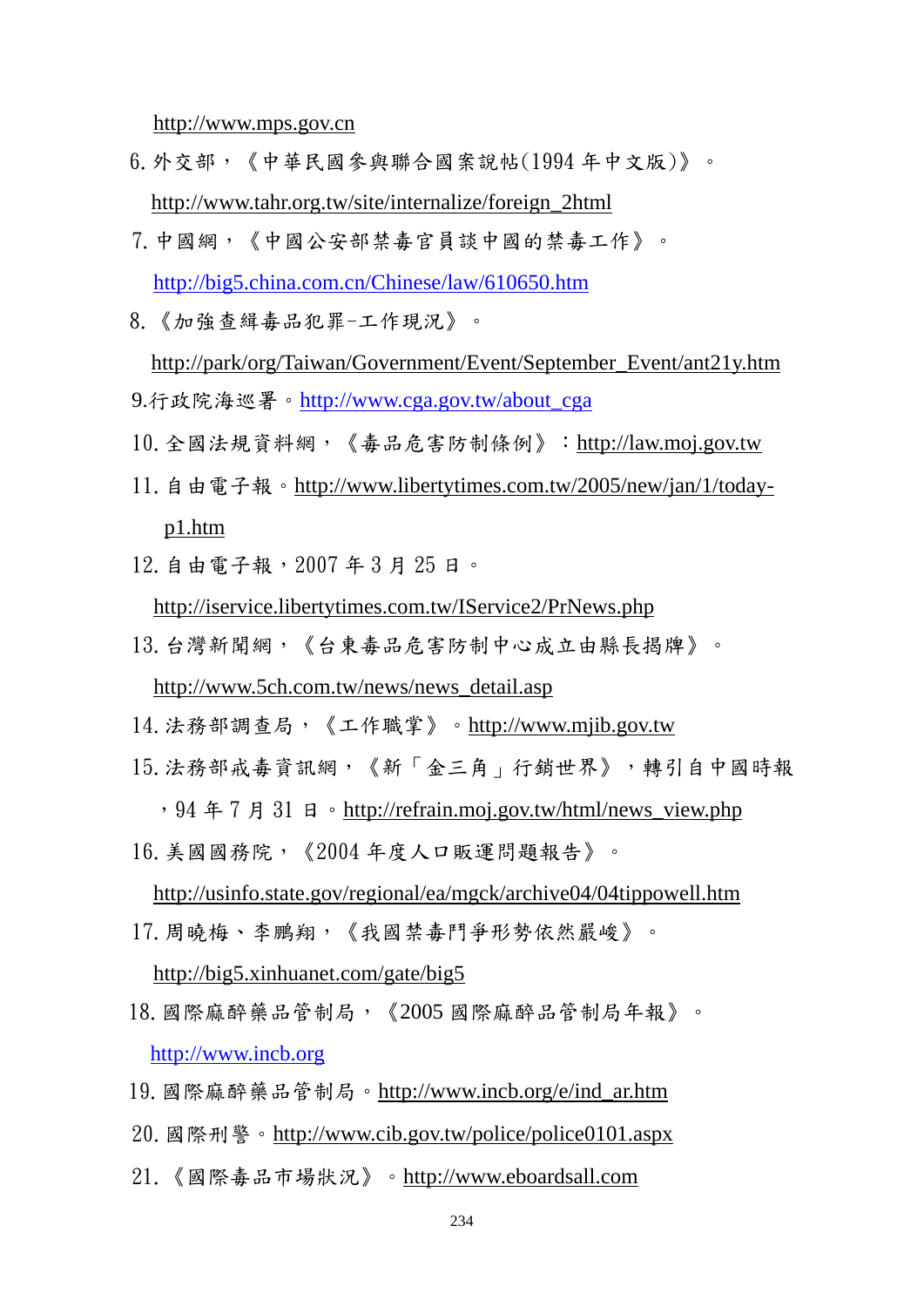http://www.mps.gov.cn

6. 外交部，《中華民國參與聯合國案說帖(1994 年中文版)》。
http://www.tahr.org.tw/site/internalize/foreign_2html

7. 中國網，《中國公安部禁毒官員談中國的禁毒工作》。
http://big5.china.com.cn/Chinese/law/610650.htm

8. 《加強查緝毒品犯罪-工作現況》。
http://park/org/Taiwan/Government/Event/September_Event/ant21y.htm

9. 行政院海巡署。http://www.cga.gov.tw/about_cga

10. 全國法規資料網，《毒品危害防制條例》：http://law.moj.gov.tw

11. 自由電子報。http://www.libertytimes.com.tw/2005/new/jan/1/today-p1.htm

12. 自由電子報，2007 年 3 月 25 日。
http://iservice.libertytimes.com.tw/IService2/PrNews.php

13. 台灣新聞網，《台東毒品危害防制中心成立由縣長揭牌》。
http://www.5ch.com.tw/news/news_detail.asp

14. 法務部調查局，《工作職掌》。http://www.mjib.gov.tw

15. 法務部戒毒資訊網，《新「金三角」行銷世界》，轉引自中國時報，94 年 7 月 31 日。http://refrain.moj.gov.tw/html/news_view.php

16. 美國國務院，《2004 年度人口販運問題報告》。
http://usinfo.state.gov/regional/ea/mgck/archive04/04tippowell.htm

17. 周曉梅、李鵬翔，《我國禁毒鬥爭形勢依然嚴峻》。
http://big5.xinhuanet.com/gate/big5

18. 國際麻醉藥品管制局，《2005 國際麻醉品管制局年報》。
http://www.incb.org

19. 國際麻醉藥品管制局。http://www.incb.org/e/ind_ar.htm

20. 國際刑警。http://www.cib.gov.tw/police/police0101.aspx

21. 《國際毒品市場狀況》。http://www.eboardsall.com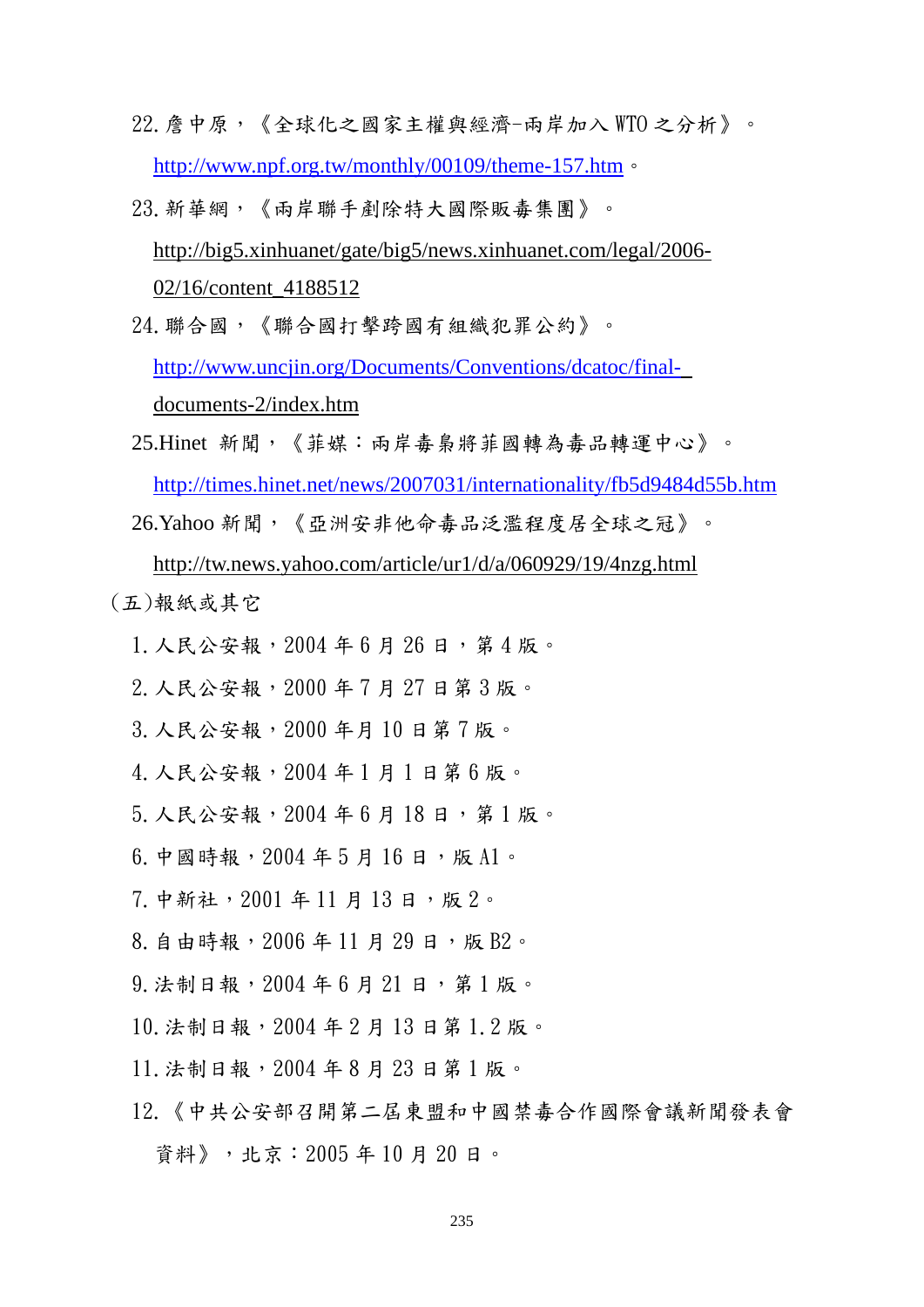22. 詹中原，《全球化之國家主權與經濟-兩岸加入 WTO 之分析》。
    http://www.npf.org.tw/monthly/00109/theme-157.htm。
23. 新華網，《兩岸聯手剷除特大國際販毒集團》。
    http://big5.xinhuanet/gate/big5/news.xinhuanet.com/legal/2006-02/16/content_4188512
24. 聯合國，《聯合國打擊跨國有組織犯罪公約》。
    http://www.uncjin.org/Documents/Conventions/dcatoc/final-documents-2/index.htm
25. Hinet 新聞，《菲媒：兩岸毒梟將菲國轉為毒品轉運中心》。
    http://times.hinet.net/news/2007031/internationality/fb5d9484d55b.htm
26. Yahoo 新聞，《亞洲安非他命毒品泛濫程度居全球之冠》。
    http://tw.news.yahoo.com/article/ur1/d/a/060929/19/4nzg.html

(五)報紙或其它

1. 人民公安報，2004 年 6 月 26 日，第 4 版。
2. 人民公安報，2000 年 7 月 27 日第 3 版。
3. 人民公安報，2000 年月 10 日第 7 版。
4. 人民公安報，2004 年 1 月 1 日第 6 版。
5. 人民公安報，2004 年 6 月 18 日，第 1 版。
6. 中國時報，2004 年 5 月 16 日，版 A1。
7. 中新社，2001 年 11 月 13 日，版 2。
8. 自由時報，2006 年 11 月 29 日，版 B2。
9. 法制日報，2004 年 6 月 21 日，第 1 版。
10. 法制日報，2004 年 2 月 13 日第 1.2 版。
11. 法制日報，2004 年 8 月 23 日第 1 版。
12. 《中共公安部召開第二屆東盟和中國禁毒合作國際會議新聞發表會資料》，北京：2005 年 10 月 20 日。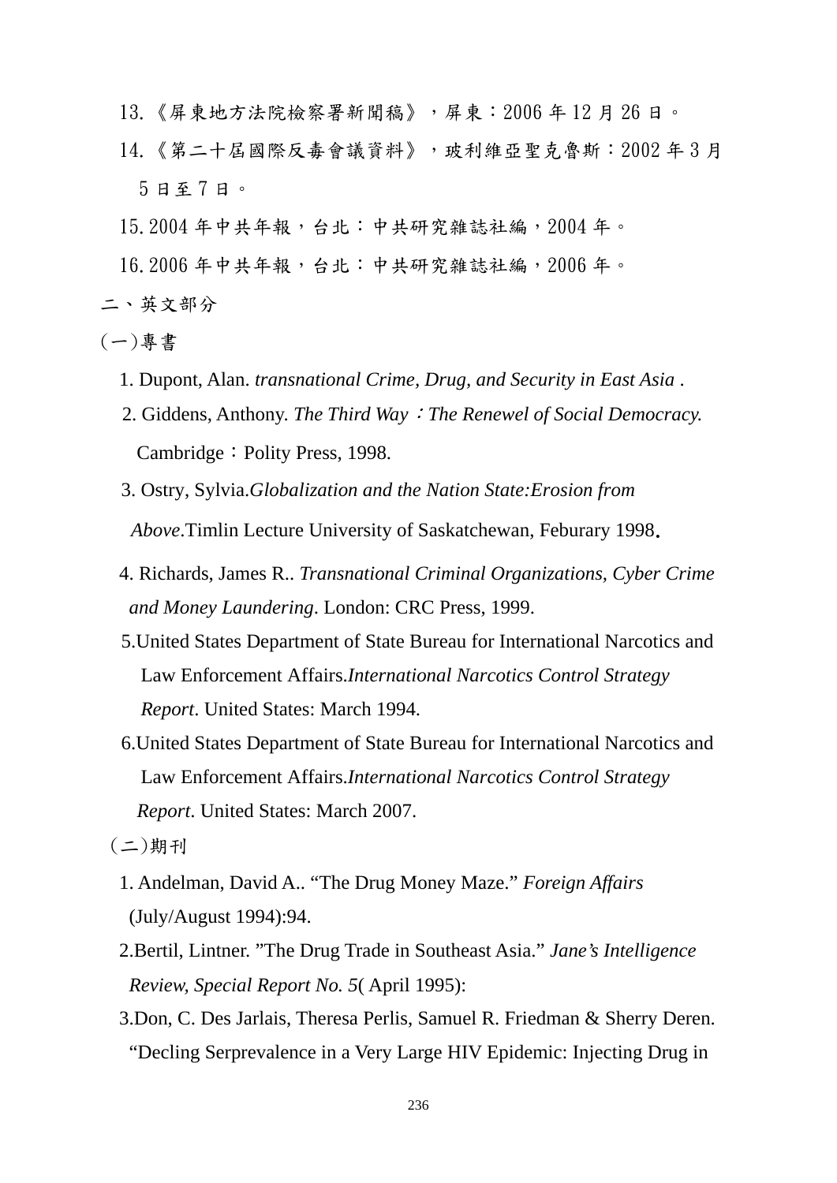13.《屏東地方法院檢察署新聞稿》，屏東：2006 年 12 月 26 日。

14.《第二十屆國際反毒會議資料》，玻利維亞聖克魯斯：2002 年 3 月 5 日至 7 日。

15. 2004 年中共年報，台北：中共研究雜誌社編，2004 年。

16. 2006 年中共年報，台北：中共研究雜誌社編，2006 年。

二、英文部分

(一)專書

1. Dupont, Alan. *transnational Crime, Drug, and Security in East Asia* .

2. Giddens, Anthony. *The Third Way：The Renewel of Social Democracy.* Cambridge：Polity Press, 1998.

3. Ostry, Sylvia.*Globalization and the Nation State:Erosion from Above*.Timlin Lecture University of Saskatchewan, Feburary 1998.

4. Richards, James R.. *Transnational Criminal Organizations, Cyber Crime and Money Laundering*. London: CRC Press, 1999.

5.United States Department of State Bureau for International Narcotics and Law Enforcement Affairs.*International Narcotics Control Strategy Report*. United States: March 1994.

6.United States Department of State Bureau for International Narcotics and Law Enforcement Affairs.*International Narcotics Control Strategy Report.* United States: March 2007.

(二)期刊

1. Andelman, David A.. "The Drug Money Maze." *Foreign Affairs* (July/August 1994):94.

2.Bertil, Lintner. "The Drug Trade in Southeast Asia." *Jane's Intelligence Review, Special Report No. 5*( April 1995):

3.Don, C. Des Jarlais, Theresa Perlis, Samuel R. Friedman & Sherry Deren. "Decling Serprevalence in a Very Large HIV Epidemic: Injecting Drug in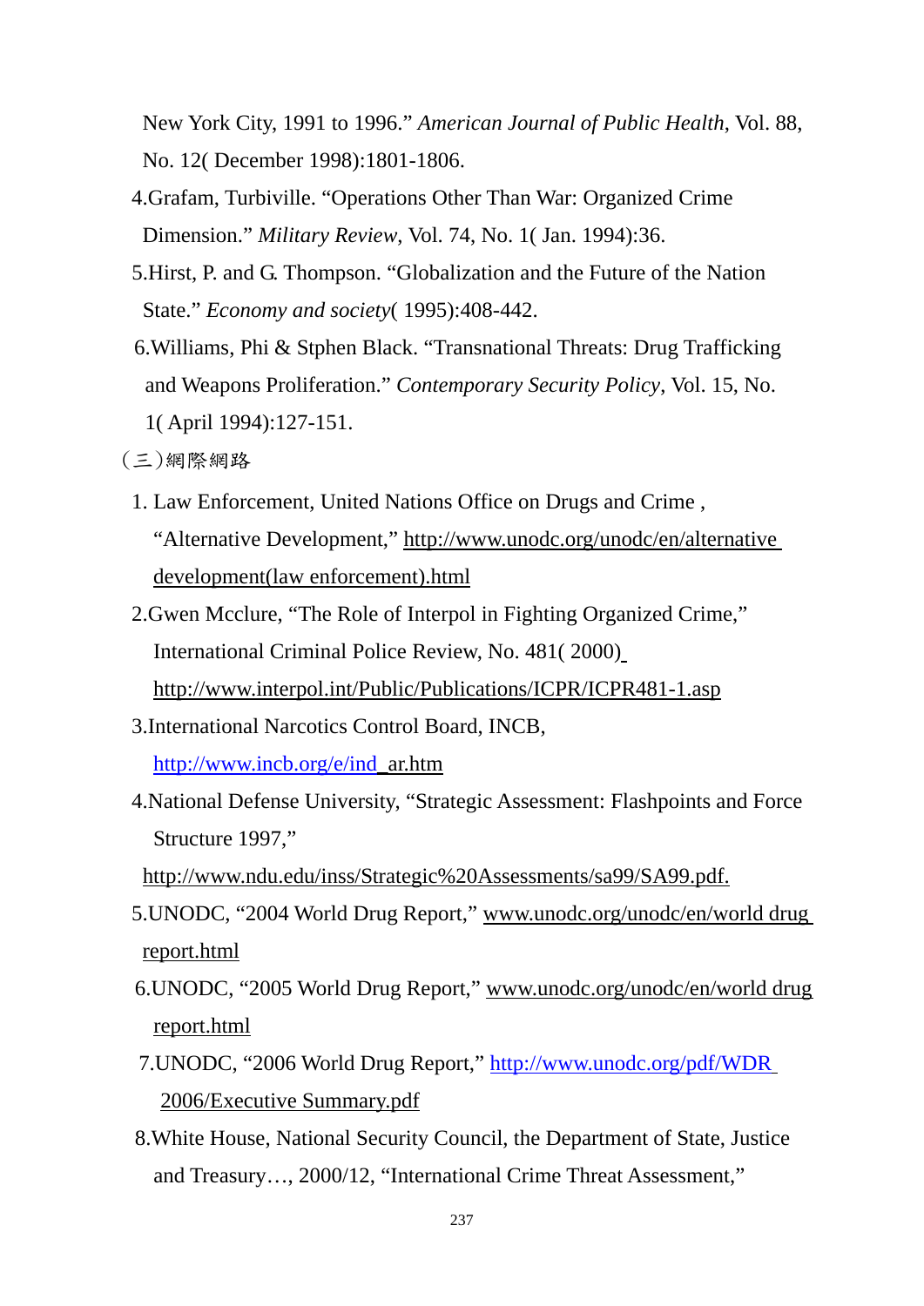New York City, 1991 to 1996." *American Journal of Public Health*, Vol. 88, No. 12( December 1998):1801-1806.

4.Grafam, Turbiville. "Operations Other Than War: Organized Crime Dimension." *Military Review*, Vol. 74, No. 1( Jan. 1994):36.

5.Hirst, P. and G. Thompson. "Globalization and the Future of the Nation State." *Economy and society*( 1995):408-442.

6.Williams, Phi & Stphen Black. "Transnational Threats: Drug Trafficking and Weapons Proliferation." *Contemporary Security Policy*, Vol. 15, No. 1( April 1994):127-151.

(三)網際網路

1. Law Enforcement, United Nations Office on Drugs and Crime , "Alternative Development," http://www.unodc.org/unodc/en/alternative development(law enforcement).html

2.Gwen Mcclure, "The Role of Interpol in Fighting Organized Crime," International Criminal Police Review, No. 481( 2000) http://www.interpol.int/Public/Publications/ICPR/ICPR481-1.asp

3.International Narcotics Control Board, INCB, http://www.incb.org/e/ind_ar.htm

4.National Defense University, "Strategic Assessment: Flashpoints and Force Structure 1997," http://www.ndu.edu/inss/Strategic%20Assessments/sa99/SA99.pdf.

5.UNODC, "2004 World Drug Report," www.unodc.org/unodc/en/world drug report.html

6.UNODC, "2005 World Drug Report," www.unodc.org/unodc/en/world drug report.html

7.UNODC, "2006 World Drug Report," http://www.unodc.org/pdf/WDR 2006/Executive Summary.pdf

8.White House, National Security Council, the Department of State, Justice and Treasury…, 2000/12, "International Crime Threat Assessment,"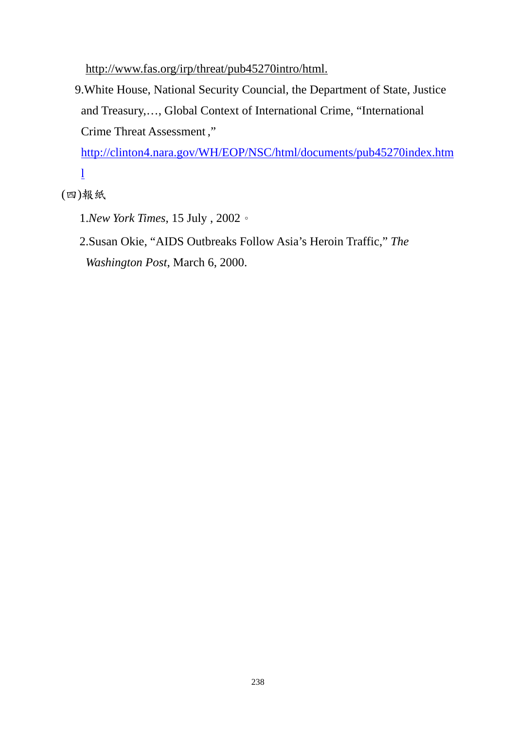http://www.fas.org/irp/threat/pub45270intro/html.

9.White House, National Security Council, the Department of State, Justice and Treasury,…, Global Context of International Crime, "International Crime Threat Assessment ,"
http://clinton4.nara.gov/WH/EOP/NSC/html/documents/pub45270index.html

(四)報紙

1.*New York Times*, 15 July , 2002。

2.Susan Okie, "AIDS Outbreaks Follow Asia's Heroin Traffic," *The Washington Post*, March 6, 2000.